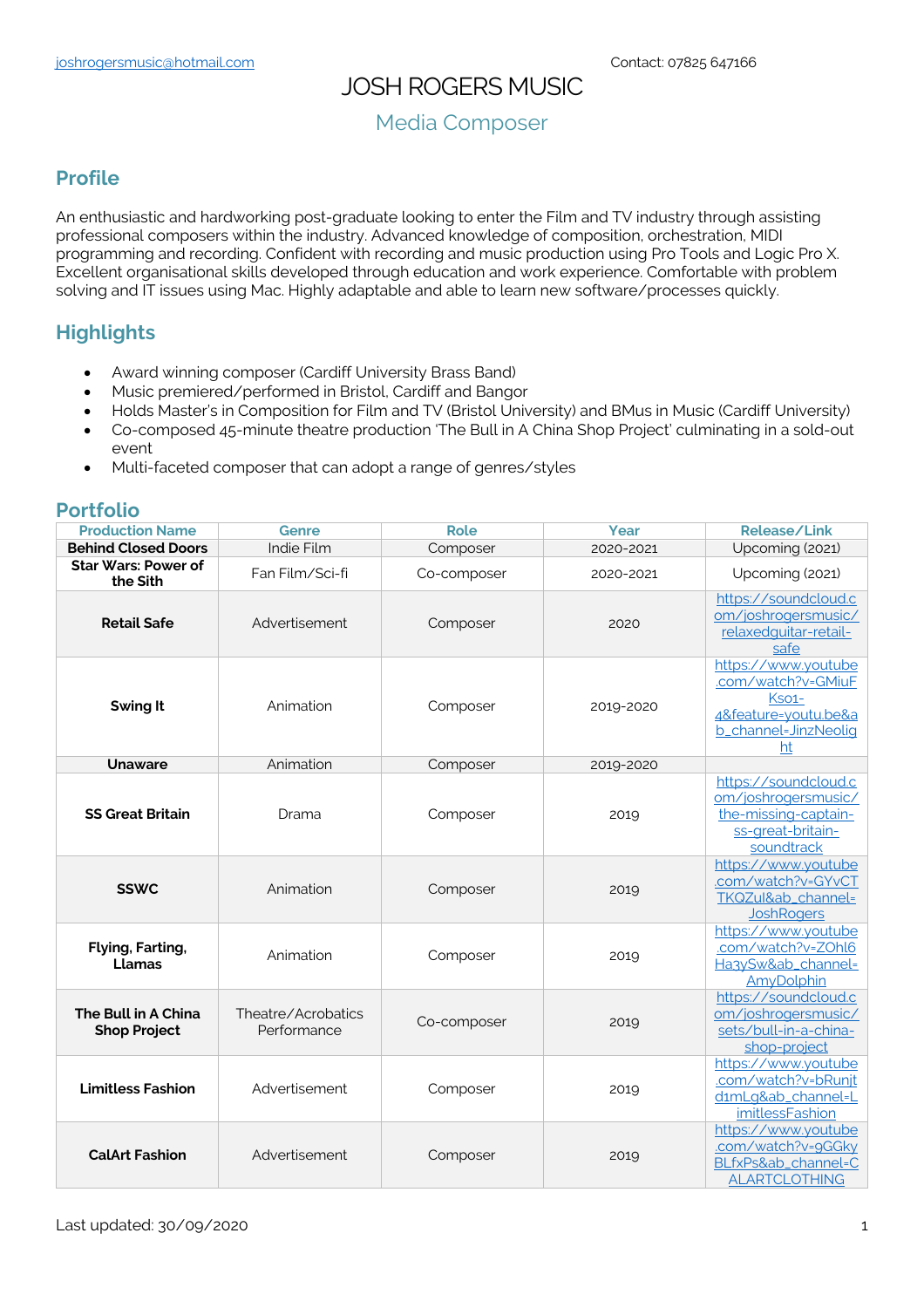joshrogersmusic@hotmail.com Contact: 07825 647166

# JOSH ROGERS MUSIC

### Media Composer

## Profile

An enthusiastic and hardworking post-graduate looking to enter the Film and TV industry through assisting professional composers within the industry. Advanced knowledge of composition, orchestration, MIDI programming and recording. Confident with recording and music production using Pro Tools and Logic Pro X. Excellent organisational skills developed through education and work experience. Comfortable with problem solving and IT issues using Mac. Highly adaptable and able to learn new software/processes quickly.

## Highlights

- Award winning composer (Cardiff University Brass Band)
- Music premiered/performed in Bristol, Cardiff and Bangor
- Holds Master's in Composition for Film and TV (Bristol University) and BMus in Music (Cardiff University)
- Co-composed 45-minute theatre production 'The Bull in A China Shop Project' culminating in a sold-out event
- Multi-faceted composer that can adopt a range of genres/styles

## Portfolio

| Production Name | Genre | Role | Year | Release/Link |
|---|---|---|---|---|
| **Behind Closed Doors** | Indie Film | Composer | 2020-2021 | Upcoming (2021) |
| **Star Wars: Power of the Sith** | Fan Film/Sci-fi | Co-composer | 2020-2021 | Upcoming (2021) |
| **Retail Safe** | Advertisement | Composer | 2020 | https://soundcloud.com/joshrogersmusic/relaxedguitar-retail-safe |
| **Swing It** | Animation | Composer | 2019-2020 | https://www.youtube.com/watch?v=GMiuFKso1-4&feature=youtu.be&ab_channel=JinzNeolight |
| **Unaware** | Animation | Composer | 2019-2020 | |
| **SS Great Britain** | Drama | Composer | 2019 | https://soundcloud.com/joshrogersmusic/the-missing-captain-ss-great-britain-soundtrack |
| **SSWC** | Animation | Composer | 2019 | https://www.youtube.com/watch?v=GYvCTTKQZuI&ab_channel=JoshRogers |
| **Flying, Farting, Llamas** | Animation | Composer | 2019 | https://www.youtube.com/watch?v=ZOhl6Ha3ySw&ab_channel=AmyDolphin |
| **The Bull in A China Shop Project** | Theatre/Acrobatics Performance | Co-composer | 2019 | https://soundcloud.com/joshrogersmusic/sets/bull-in-a-china-shop-project |
| **Limitless Fashion** | Advertisement | Composer | 2019 | https://www.youtube.com/watch?v=bRunjtd1mLg&ab_channel=LimitlessFashion |
| **CalArt Fashion** | Advertisement | Composer | 2019 | https://www.youtube.com/watch?v=9GGkyBLfxPs&ab_channel=CALARTCLOTHING |

Last updated: 30/09/2020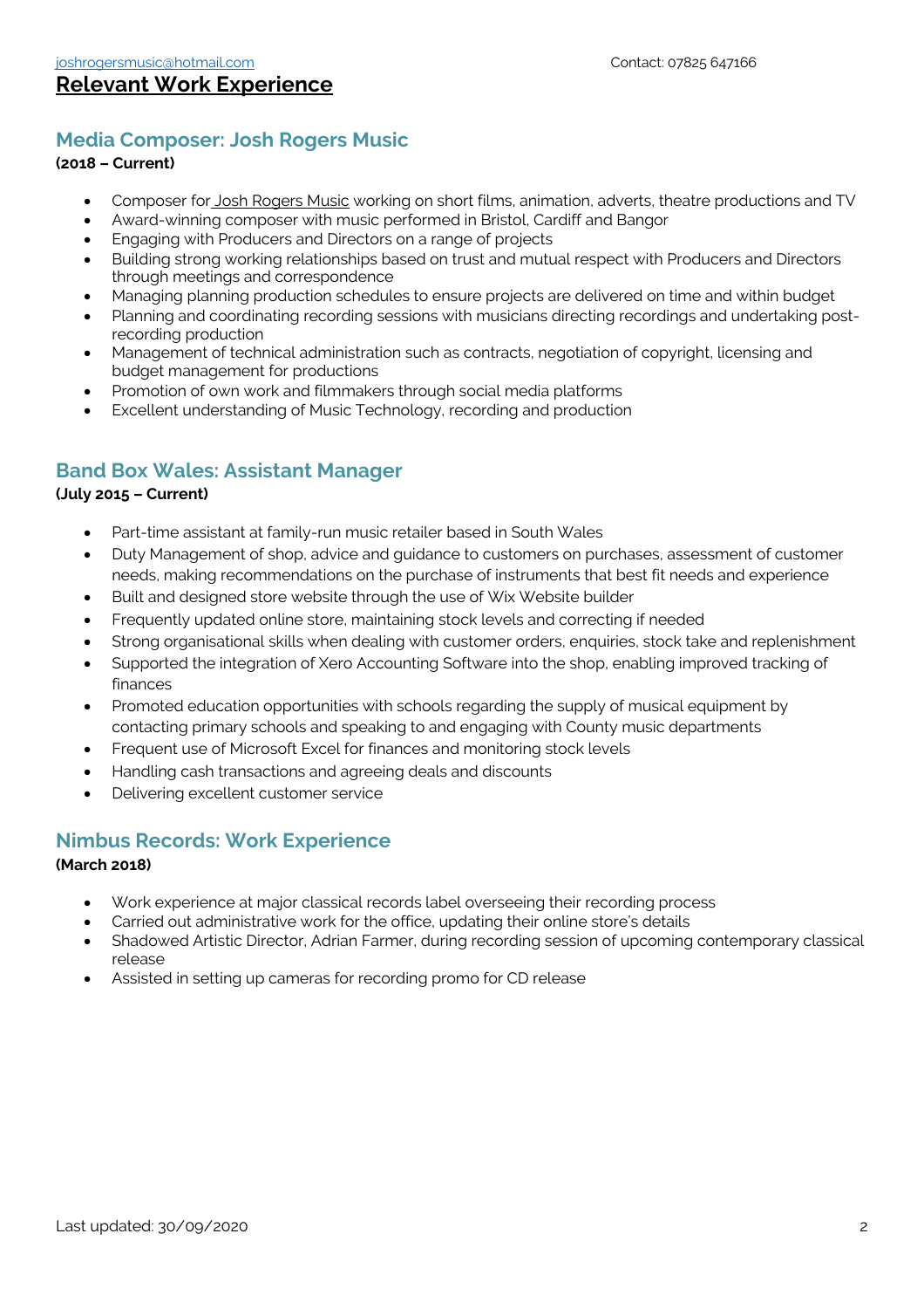joshrogersmusic@hotmail.com Contact: 07825 647166

## Relevant Work Experience

### Media Composer: Josh Rogers Music

**(2018 – Current)**

- Composer for Josh Rogers Music working on short films, animation, adverts, theatre productions and TV
- Award-winning composer with music performed in Bristol, Cardiff and Bangor
- Engaging with Producers and Directors on a range of projects
- Building strong working relationships based on trust and mutual respect with Producers and Directors through meetings and correspondence
- Managing planning production schedules to ensure projects are delivered on time and within budget
- Planning and coordinating recording sessions with musicians directing recordings and undertaking post-recording production
- Management of technical administration such as contracts, negotiation of copyright, licensing and budget management for productions
- Promotion of own work and filmmakers through social media platforms
- Excellent understanding of Music Technology, recording and production

### Band Box Wales: Assistant Manager

**(July 2015 – Current)**

- Part-time assistant at family-run music retailer based in South Wales
- Duty Management of shop, advice and guidance to customers on purchases, assessment of customer needs, making recommendations on the purchase of instruments that best fit needs and experience
- Built and designed store website through the use of Wix Website builder
- Frequently updated online store, maintaining stock levels and correcting if needed
- Strong organisational skills when dealing with customer orders, enquiries, stock take and replenishment
- Supported the integration of Xero Accounting Software into the shop, enabling improved tracking of finances
- Promoted education opportunities with schools regarding the supply of musical equipment by contacting primary schools and speaking to and engaging with County music departments
- Frequent use of Microsoft Excel for finances and monitoring stock levels
- Handling cash transactions and agreeing deals and discounts
- Delivering excellent customer service

### Nimbus Records: Work Experience

**(March 2018)**

- Work experience at major classical records label overseeing their recording process
- Carried out administrative work for the office, updating their online store's details
- Shadowed Artistic Director, Adrian Farmer, during recording session of upcoming contemporary classical release
- Assisted in setting up cameras for recording promo for CD release

Last updated: 30/09/2020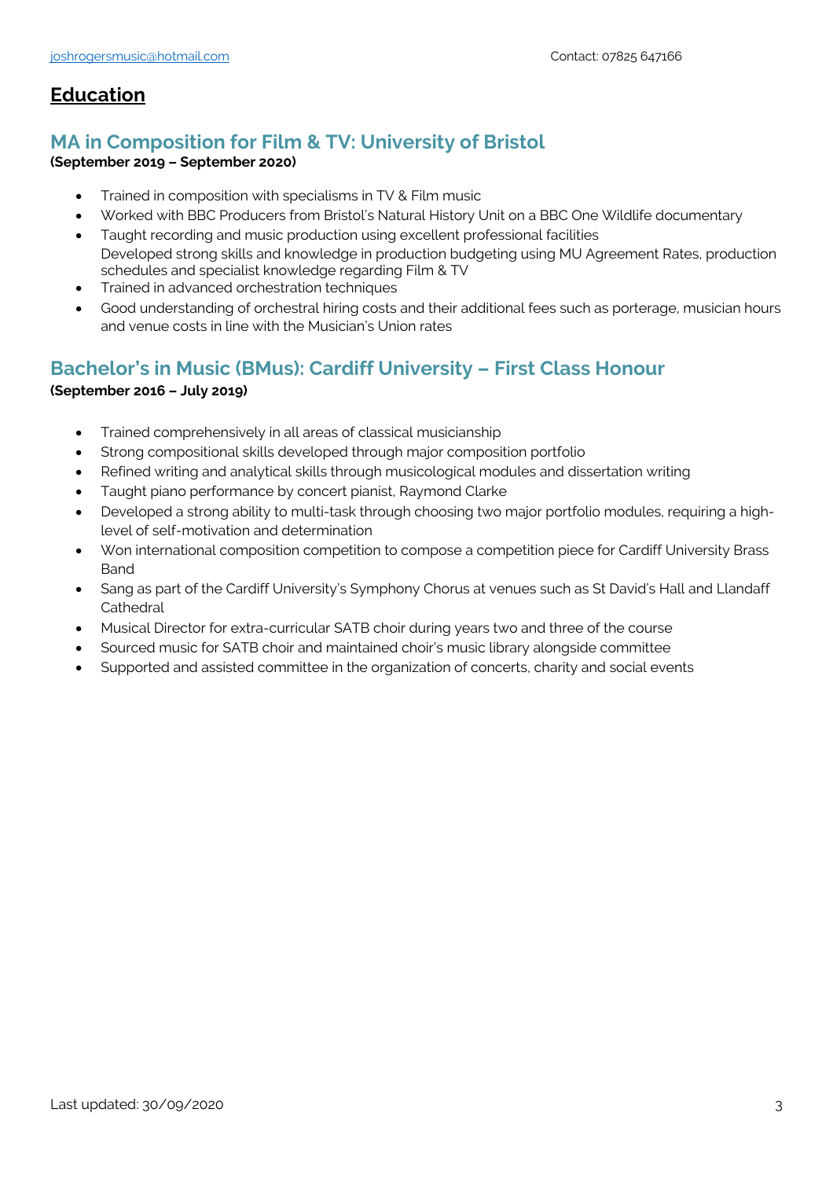## Education

### MA in Composition for Film & TV: University of Bristol

**(September 2019 – September 2020)**

- Trained in composition with specialisms in TV & Film music
- Worked with BBC Producers from Bristol's Natural History Unit on a BBC One Wildlife documentary
- Taught recording and music production using excellent professional facilities
  Developed strong skills and knowledge in production budgeting using MU Agreement Rates, production schedules and specialist knowledge regarding Film & TV
- Trained in advanced orchestration techniques
- Good understanding of orchestral hiring costs and their additional fees such as porterage, musician hours and venue costs in line with the Musician's Union rates

### Bachelor's in Music (BMus): Cardiff University – First Class Honour

**(September 2016 – July 2019)**

- Trained comprehensively in all areas of classical musicianship
- Strong compositional skills developed through major composition portfolio
- Refined writing and analytical skills through musicological modules and dissertation writing
- Taught piano performance by concert pianist, Raymond Clarke
- Developed a strong ability to multi-task through choosing two major portfolio modules, requiring a high-level of self-motivation and determination
- Won international composition competition to compose a competition piece for Cardiff University Brass Band
- Sang as part of the Cardiff University's Symphony Chorus at venues such as St David's Hall and Llandaff Cathedral
- Musical Director for extra-curricular SATB choir during years two and three of the course
- Sourced music for SATB choir and maintained choir's music library alongside committee
- Supported and assisted committee in the organization of concerts, charity and social events